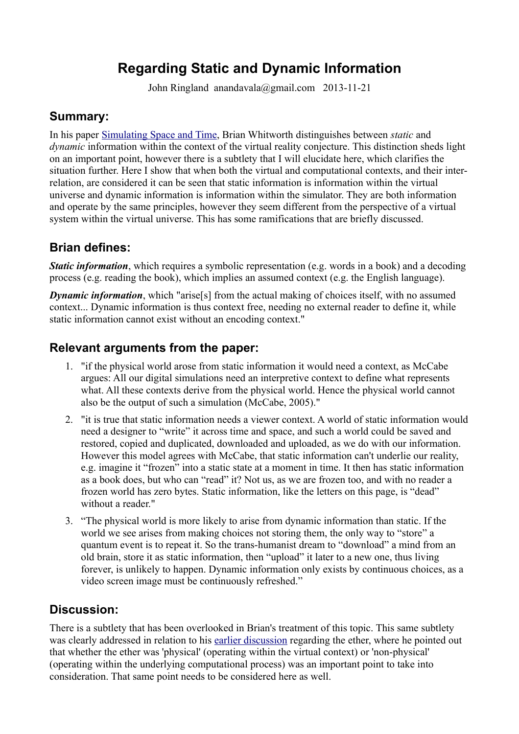# Regarding Static and Dynamic Information

John Ringland anandavala@gmail.com 2013-11-21

## Summary:

In his paper Simulating Space and Time, Brian Whitworth distinguishes between *static* and *dynamic* information within the context of the virtual reality conjecture. This distinction sheds light on an important point, however there is a subtlety that I will elucidate here, which clarifies the situation further. Here I show that when both the virtual and computational contexts, and their inter-relation, are considered it can be seen that static information is information within the virtual universe and dynamic information is information within the simulator. They are both information and operate by the same principles, however they seem different from the perspective of a virtual system within the virtual universe. This has some ramifications that are briefly discussed.

## Brian defines:

***Static information***, which requires a symbolic representation (e.g. words in a book) and a decoding process (e.g. reading the book), which implies an assumed context (e.g. the English language).

***Dynamic information***, which "arise[s] from the actual making of choices itself, with no assumed context... Dynamic information is thus context free, needing no external reader to define it, while static information cannot exist without an encoding context."

## Relevant arguments from the paper:

1. "if the physical world arose from static information it would need a context, as McCabe argues: All our digital simulations need an interpretive context to define what represents what. All these contexts derive from the physical world. Hence the physical world cannot also be the output of such a simulation (McCabe, 2005)."
2. "it is true that static information needs a viewer context. A world of static information would need a designer to "write" it across time and space, and such a world could be saved and restored, copied and duplicated, downloaded and uploaded, as we do with our information. However this model agrees with McCabe, that static information can't underlie our reality, e.g. imagine it "frozen" into a static state at a moment in time. It then has static information as a book does, but who can "read" it? Not us, as we are frozen too, and with no reader a frozen world has zero bytes. Static information, like the letters on this page, is "dead" without a reader."
3. "The physical world is more likely to arise from dynamic information than static. If the world we see arises from making choices not storing them, the only way to "store" a quantum event is to repeat it. So the trans-humanist dream to "download" a mind from an old brain, store it as static information, then "upload" it later to a new one, thus living forever, is unlikely to happen. Dynamic information only exists by continuous choices, as a video screen image must be continuously refreshed."

## Discussion:

There is a subtlety that has been overlooked in Brian's treatment of this topic. This same subtlety was clearly addressed in relation to his earlier discussion regarding the ether, where he pointed out that whether the ether was 'physical' (operating within the virtual context) or 'non-physical' (operating within the underlying computational process) was an important point to take into consideration. That same point needs to be considered here as well.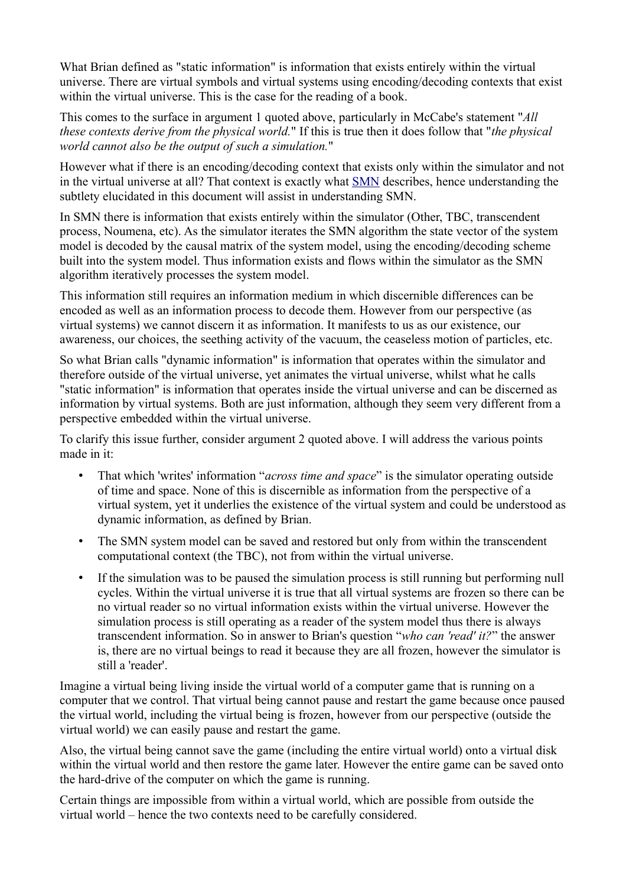What Brian defined as "static information" is information that exists entirely within the virtual universe. There are virtual symbols and virtual systems using encoding/decoding contexts that exist within the virtual universe. This is the case for the reading of a book.

This comes to the surface in argument 1 quoted above, particularly in McCabe's statement "*All these contexts derive from the physical world.*" If this is true then it does follow that "*the physical world cannot also be the output of such a simulation.*"

However what if there is an encoding/decoding context that exists only within the simulator and not in the virtual universe at all? That context is exactly what SMN describes, hence understanding the subtlety elucidated in this document will assist in understanding SMN.

In SMN there is information that exists entirely within the simulator (Other, TBC, transcendent process, Noumena, etc). As the simulator iterates the SMN algorithm the state vector of the system model is decoded by the causal matrix of the system model, using the encoding/decoding scheme built into the system model. Thus information exists and flows within the simulator as the SMN algorithm iteratively processes the system model.

This information still requires an information medium in which discernible differences can be encoded as well as an information process to decode them. However from our perspective (as virtual systems) we cannot discern it as information. It manifests to us as our existence, our awareness, our choices, the seething activity of the vacuum, the ceaseless motion of particles, etc.

So what Brian calls "dynamic information" is information that operates within the simulator and therefore outside of the virtual universe, yet animates the virtual universe, whilst what he calls "static information" is information that operates inside the virtual universe and can be discerned as information by virtual systems. Both are just information, although they seem very different from a perspective embedded within the virtual universe.

To clarify this issue further, consider argument 2 quoted above. I will address the various points made in it:

- That which 'writes' information "*across time and space*" is the simulator operating outside of time and space. None of this is discernible as information from the perspective of a virtual system, yet it underlies the existence of the virtual system and could be understood as dynamic information, as defined by Brian.
- The SMN system model can be saved and restored but only from within the transcendent computational context (the TBC), not from within the virtual universe.
- If the simulation was to be paused the simulation process is still running but performing null cycles. Within the virtual universe it is true that all virtual systems are frozen so there can be no virtual reader so no virtual information exists within the virtual universe. However the simulation process is still operating as a reader of the system model thus there is always transcendent information. So in answer to Brian's question "*who can 'read' it?*" the answer is, there are no virtual beings to read it because they are all frozen, however the simulator is still a 'reader'.

Imagine a virtual being living inside the virtual world of a computer game that is running on a computer that we control. That virtual being cannot pause and restart the game because once paused the virtual world, including the virtual being is frozen, however from our perspective (outside the virtual world) we can easily pause and restart the game.

Also, the virtual being cannot save the game (including the entire virtual world) onto a virtual disk within the virtual world and then restore the game later. However the entire game can be saved onto the hard-drive of the computer on which the game is running.

Certain things are impossible from within a virtual world, which are possible from outside the virtual world – hence the two contexts need to be carefully considered.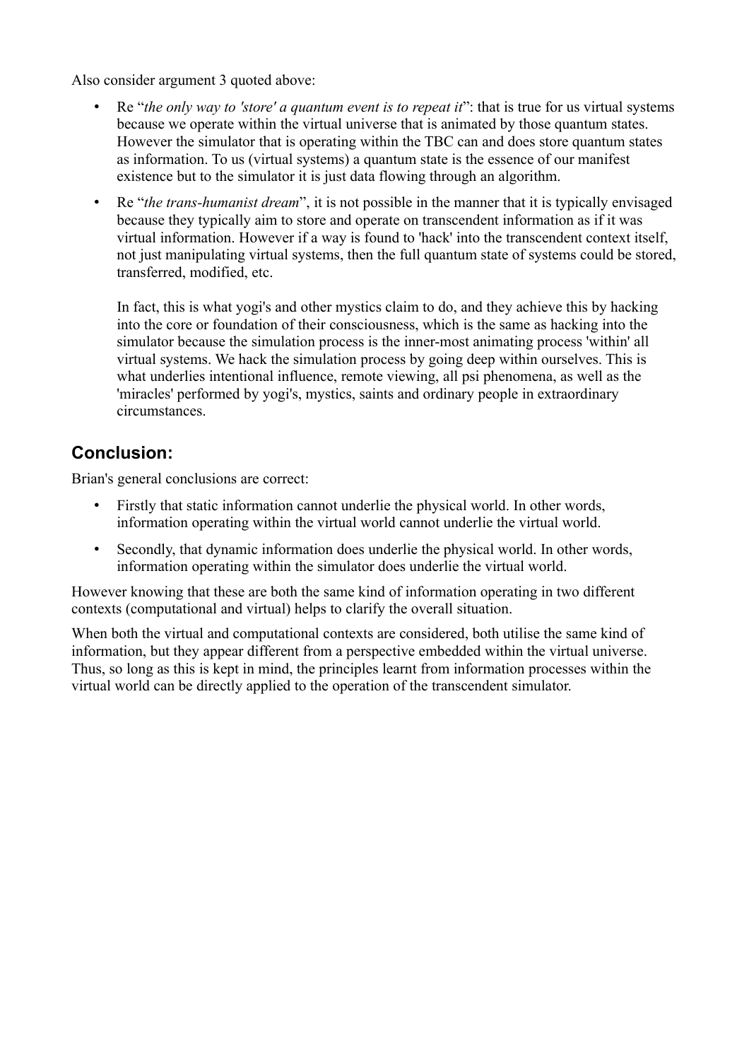Also consider argument 3 quoted above:

- Re "*the only way to 'store' a quantum event is to repeat it*": that is true for us virtual systems because we operate within the virtual universe that is animated by those quantum states. However the simulator that is operating within the TBC can and does store quantum states as information. To us (virtual systems) a quantum state is the essence of our manifest existence but to the simulator it is just data flowing through an algorithm.
- Re "*the trans-humanist dream*", it is not possible in the manner that it is typically envisaged because they typically aim to store and operate on transcendent information as if it was virtual information. However if a way is found to 'hack' into the transcendent context itself, not just manipulating virtual systems, then the full quantum state of systems could be stored, transferred, modified, etc.

  In fact, this is what yogi's and other mystics claim to do, and they achieve this by hacking into the core or foundation of their consciousness, which is the same as hacking into the simulator because the simulation process is the inner-most animating process 'within' all virtual systems. We hack the simulation process by going deep within ourselves. This is what underlies intentional influence, remote viewing, all psi phenomena, as well as the 'miracles' performed by yogi's, mystics, saints and ordinary people in extraordinary circumstances.

## Conclusion:

Brian's general conclusions are correct:

- Firstly that static information cannot underlie the physical world. In other words, information operating within the virtual world cannot underlie the virtual world.
- Secondly, that dynamic information does underlie the physical world. In other words, information operating within the simulator does underlie the virtual world.

However knowing that these are both the same kind of information operating in two different contexts (computational and virtual) helps to clarify the overall situation.

When both the virtual and computational contexts are considered, both utilise the same kind of information, but they appear different from a perspective embedded within the virtual universe. Thus, so long as this is kept in mind, the principles learnt from information processes within the virtual world can be directly applied to the operation of the transcendent simulator.